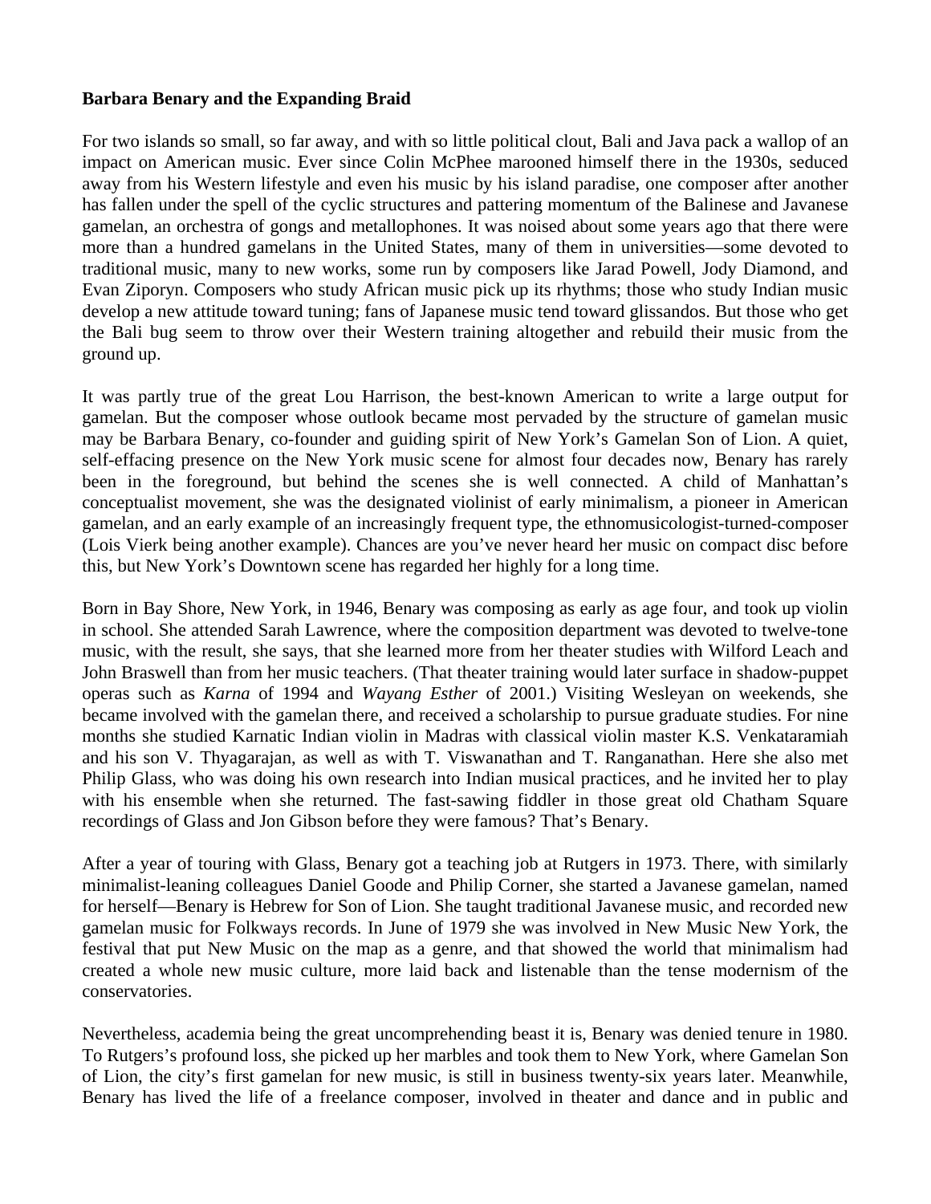**Barbara Benary and the Expanding Braid**

For two islands so small, so far away, and with so little political clout, Bali and Java pack a wallop of an impact on American music. Ever since Colin McPhee marooned himself there in the 1930s, seduced away from his Western lifestyle and even his music by his island paradise, one composer after another has fallen under the spell of the cyclic structures and pattering momentum of the Balinese and Javanese gamelan, an orchestra of gongs and metallophones. It was noised about some years ago that there were more than a hundred gamelans in the United States, many of them in universities—some devoted to traditional music, many to new works, some run by composers like Jarad Powell, Jody Diamond, and Evan Ziporyn. Composers who study African music pick up its rhythms; those who study Indian music develop a new attitude toward tuning; fans of Japanese music tend toward glissandos. But those who get the Bali bug seem to throw over their Western training altogether and rebuild their music from the ground up.

It was partly true of the great Lou Harrison, the best-known American to write a large output for gamelan. But the composer whose outlook became most pervaded by the structure of gamelan music may be Barbara Benary, co-founder and guiding spirit of New York's Gamelan Son of Lion. A quiet, self-effacing presence on the New York music scene for almost four decades now, Benary has rarely been in the foreground, but behind the scenes she is well connected. A child of Manhattan's conceptualist movement, she was the designated violinist of early minimalism, a pioneer in American gamelan, and an early example of an increasingly frequent type, the ethnomusicologist-turned-composer (Lois Vierk being another example). Chances are you've never heard her music on compact disc before this, but New York's Downtown scene has regarded her highly for a long time.

Born in Bay Shore, New York, in 1946, Benary was composing as early as age four, and took up violin in school. She attended Sarah Lawrence, where the composition department was devoted to twelve-tone music, with the result, she says, that she learned more from her theater studies with Wilford Leach and John Braswell than from her music teachers. (That theater training would later surface in shadow-puppet operas such as *Karna* of 1994 and *Wayang Esther* of 2001.) Visiting Wesleyan on weekends, she became involved with the gamelan there, and received a scholarship to pursue graduate studies. For nine months she studied Karnatic Indian violin in Madras with classical violin master K.S. Venkataramiah and his son V. Thyagarajan, as well as with T. Viswanathan and T. Ranganathan. Here she also met Philip Glass, who was doing his own research into Indian musical practices, and he invited her to play with his ensemble when she returned. The fast-sawing fiddler in those great old Chatham Square recordings of Glass and Jon Gibson before they were famous? That's Benary.

After a year of touring with Glass, Benary got a teaching job at Rutgers in 1973. There, with similarly minimalist-leaning colleagues Daniel Goode and Philip Corner, she started a Javanese gamelan, named for herself—Benary is Hebrew for Son of Lion. She taught traditional Javanese music, and recorded new gamelan music for Folkways records. In June of 1979 she was involved in New Music New York, the festival that put New Music on the map as a genre, and that showed the world that minimalism had created a whole new music culture, more laid back and listenable than the tense modernism of the conservatories.

Nevertheless, academia being the great uncomprehending beast it is, Benary was denied tenure in 1980. To Rutgers's profound loss, she picked up her marbles and took them to New York, where Gamelan Son of Lion, the city's first gamelan for new music, is still in business twenty-six years later. Meanwhile, Benary has lived the life of a freelance composer, involved in theater and dance and in public and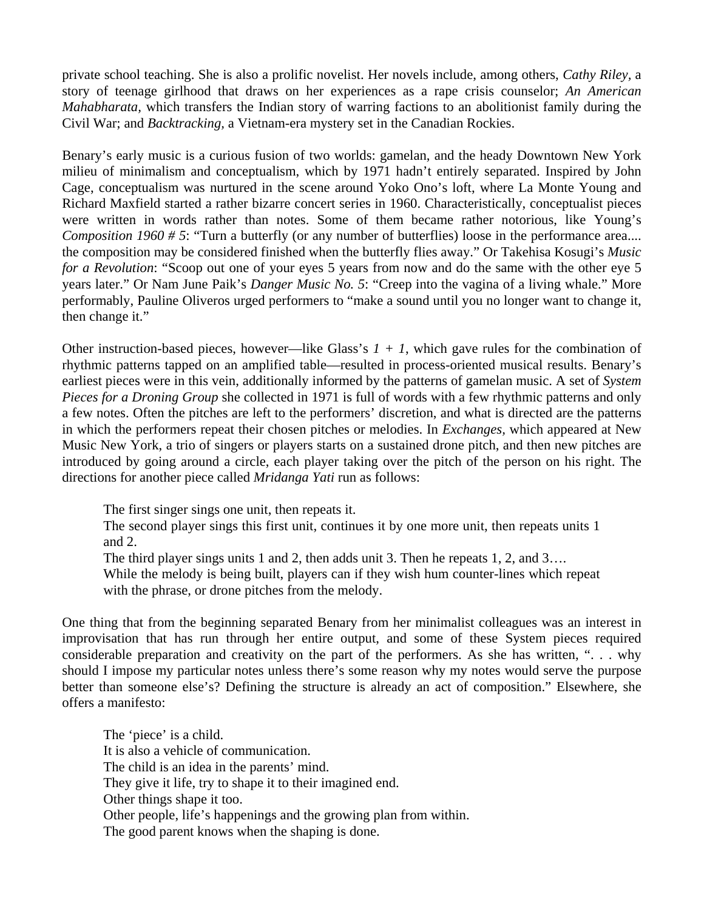private school teaching. She is also a prolific novelist. Her novels include, among others, *Cathy Riley,* a story of teenage girlhood that draws on her experiences as a rape crisis counselor; *An American Mahabharata,* which transfers the Indian story of warring factions to an abolitionist family during the Civil War; and *Backtracking,* a Vietnam-era mystery set in the Canadian Rockies.

Benary's early music is a curious fusion of two worlds: gamelan, and the heady Downtown New York milieu of minimalism and conceptualism, which by 1971 hadn't entirely separated. Inspired by John Cage, conceptualism was nurtured in the scene around Yoko Ono's loft, where La Monte Young and Richard Maxfield started a rather bizarre concert series in 1960. Characteristically, conceptualist pieces were written in words rather than notes. Some of them became rather notorious, like Young's *Composition 1960 # 5*: "Turn a butterfly (or any number of butterflies) loose in the performance area.... the composition may be considered finished when the butterfly flies away." Or Takehisa Kosugi's *Music for a Revolution*: "Scoop out one of your eyes 5 years from now and do the same with the other eye 5 years later." Or Nam June Paik's *Danger Music No. 5*: "Creep into the vagina of a living whale." More performably, Pauline Oliveros urged performers to "make a sound until you no longer want to change it, then change it."

Other instruction-based pieces, however—like Glass's *1 + 1*, which gave rules for the combination of rhythmic patterns tapped on an amplified table—resulted in process-oriented musical results. Benary's earliest pieces were in this vein, additionally informed by the patterns of gamelan music. A set of *System Pieces for a Droning Group* she collected in 1971 is full of words with a few rhythmic patterns and only a few notes. Often the pitches are left to the performers' discretion, and what is directed are the patterns in which the performers repeat their chosen pitches or melodies. In *Exchanges,* which appeared at New Music New York, a trio of singers or players starts on a sustained drone pitch, and then new pitches are introduced by going around a circle, each player taking over the pitch of the person on his right. The directions for another piece called *Mridanga Yati* run as follows:

> The first singer sings one unit, then repeats it.
> The second player sings this first unit, continues it by one more unit, then repeats units 1 and 2.
> The third player sings units 1 and 2, then adds unit 3. Then he repeats 1, 2, and 3….
> While the melody is being built, players can if they wish hum counter-lines which repeat with the phrase, or drone pitches from the melody.

One thing that from the beginning separated Benary from her minimalist colleagues was an interest in improvisation that has run through her entire output, and some of these System pieces required considerable preparation and creativity on the part of the performers. As she has written, ". . . why should I impose my particular notes unless there's some reason why my notes would serve the purpose better than someone else's? Defining the structure is already an act of composition." Elsewhere, she offers a manifesto:

> The 'piece' is a child.
> It is also a vehicle of communication.
> The child is an idea in the parents' mind.
> They give it life, try to shape it to their imagined end.
> Other things shape it too.
> Other people, life's happenings and the growing plan from within.
> The good parent knows when the shaping is done.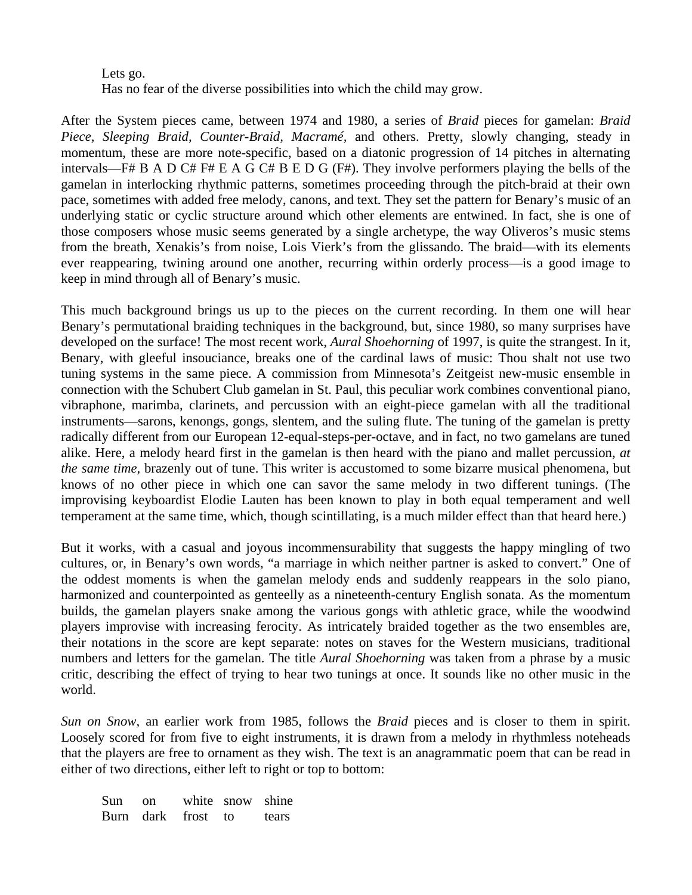Lets go.
Has no fear of the diverse possibilities into which the child may grow.

After the System pieces came, between 1974 and 1980, a series of *Braid* pieces for gamelan: *Braid Piece, Sleeping Braid, Counter-Braid, Macramé,* and others. Pretty, slowly changing, steady in momentum, these are more note-specific, based on a diatonic progression of 14 pitches in alternating intervals—F# B A D C# F# E A G C# B E D G (F#). They involve performers playing the bells of the gamelan in interlocking rhythmic patterns, sometimes proceeding through the pitch-braid at their own pace, sometimes with added free melody, canons, and text. They set the pattern for Benary's music of an underlying static or cyclic structure around which other elements are entwined. In fact, she is one of those composers whose music seems generated by a single archetype, the way Oliveros's music stems from the breath, Xenakis's from noise, Lois Vierk's from the glissando. The braid—with its elements ever reappearing, twining around one another, recurring within orderly process—is a good image to keep in mind through all of Benary's music.

This much background brings us up to the pieces on the current recording. In them one will hear Benary's permutational braiding techniques in the background, but, since 1980, so many surprises have developed on the surface! The most recent work, *Aural Shoehorning* of 1997, is quite the strangest. In it, Benary, with gleeful insouciance, breaks one of the cardinal laws of music: Thou shalt not use two tuning systems in the same piece. A commission from Minnesota's Zeitgeist new-music ensemble in connection with the Schubert Club gamelan in St. Paul, this peculiar work combines conventional piano, vibraphone, marimba, clarinets, and percussion with an eight-piece gamelan with all the traditional instruments—sarons, kenongs, gongs, slentem, and the suling flute. The tuning of the gamelan is pretty radically different from our European 12-equal-steps-per-octave, and in fact, no two gamelans are tuned alike. Here, a melody heard first in the gamelan is then heard with the piano and mallet percussion, *at the same time,* brazenly out of tune. This writer is accustomed to some bizarre musical phenomena, but knows of no other piece in which one can savor the same melody in two different tunings. (The improvising keyboardist Elodie Lauten has been known to play in both equal temperament and well temperament at the same time, which, though scintillating, is a much milder effect than that heard here.)

But it works, with a casual and joyous incommensurability that suggests the happy mingling of two cultures, or, in Benary's own words, "a marriage in which neither partner is asked to convert." One of the oddest moments is when the gamelan melody ends and suddenly reappears in the solo piano, harmonized and counterpointed as genteelly as a nineteenth-century English sonata. As the momentum builds, the gamelan players snake among the various gongs with athletic grace, while the woodwind players improvise with increasing ferocity. As intricately braided together as the two ensembles are, their notations in the score are kept separate: notes on staves for the Western musicians, traditional numbers and letters for the gamelan. The title *Aural Shoehorning* was taken from a phrase by a music critic, describing the effect of trying to hear two tunings at once. It sounds like no other music in the world.

*Sun on Snow*, an earlier work from 1985, follows the *Braid* pieces and is closer to them in spirit. Loosely scored for from five to eight instruments, it is drawn from a melody in rhythmless noteheads that the players are free to ornament as they wish. The text is an anagrammatic poem that can be read in either of two directions, either left to right or top to bottom:

| | | | | |
|---|---|---|---|---|
| Sun | on | white | snow | shine |
| Burn | dark | frost | to | tears |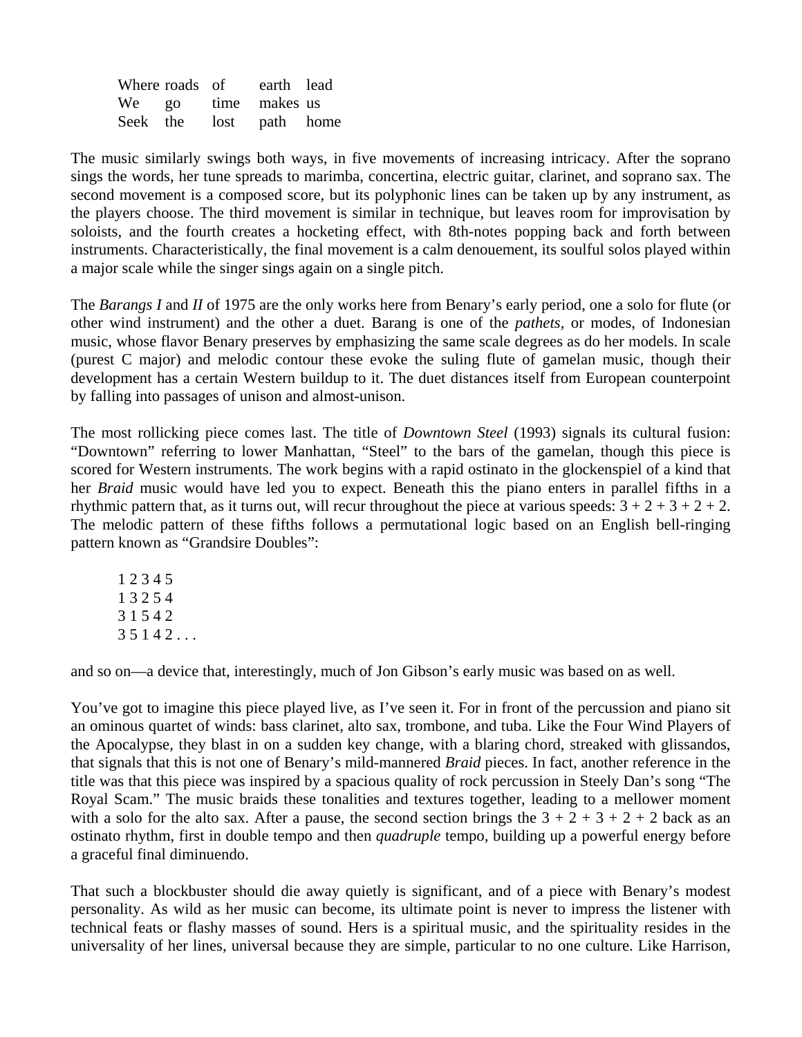| | | | | |
|---|---|---|---|---|
| Where | roads | of | earth | lead |
| We | go | time | makes | us |
| Seek | the | lost | path | home |

The music similarly swings both ways, in five movements of increasing intricacy. After the soprano sings the words, her tune spreads to marimba, concertina, electric guitar, clarinet, and soprano sax. The second movement is a composed score, but its polyphonic lines can be taken up by any instrument, as the players choose. The third movement is similar in technique, but leaves room for improvisation by soloists, and the fourth creates a hocketing effect, with 8th-notes popping back and forth between instruments. Characteristically, the final movement is a calm denouement, its soulful solos played within a major scale while the singer sings again on a single pitch.

The *Barangs I* and *II* of 1975 are the only works here from Benary's early period, one a solo for flute (or other wind instrument) and the other a duet. Barang is one of the *pathets,* or modes, of Indonesian music, whose flavor Benary preserves by emphasizing the same scale degrees as do her models. In scale (purest C major) and melodic contour these evoke the suling flute of gamelan music, though their development has a certain Western buildup to it. The duet distances itself from European counterpoint by falling into passages of unison and almost-unison.

The most rollicking piece comes last. The title of *Downtown Steel* (1993) signals its cultural fusion: "Downtown" referring to lower Manhattan, "Steel" to the bars of the gamelan, though this piece is scored for Western instruments. The work begins with a rapid ostinato in the glockenspiel of a kind that her *Braid* music would have led you to expect. Beneath this the piano enters in parallel fifths in a rhythmic pattern that, as it turns out, will recur throughout the piece at various speeds: 3 + 2 + 3 + 2 + 2. The melodic pattern of these fifths follows a permutational logic based on an English bell-ringing pattern known as "Grandsire Doubles":

1 2 3 4 5
1 3 2 5 4
3 1 5 4 2
3 5 1 4 2 . . .

and so on—a device that, interestingly, much of Jon Gibson's early music was based on as well.

You've got to imagine this piece played live, as I've seen it. For in front of the percussion and piano sit an ominous quartet of winds: bass clarinet, alto sax, trombone, and tuba. Like the Four Wind Players of the Apocalypse, they blast in on a sudden key change, with a blaring chord, streaked with glissandos, that signals that this is not one of Benary's mild-mannered *Braid* pieces. In fact, another reference in the title was that this piece was inspired by a spacious quality of rock percussion in Steely Dan's song "The Royal Scam." The music braids these tonalities and textures together, leading to a mellower moment with a solo for the alto sax. After a pause, the second section brings the 3 + 2 + 3 + 2 + 2 back as an ostinato rhythm, first in double tempo and then *quadruple* tempo, building up a powerful energy before a graceful final diminuendo.

That such a blockbuster should die away quietly is significant, and of a piece with Benary's modest personality. As wild as her music can become, its ultimate point is never to impress the listener with technical feats or flashy masses of sound. Hers is a spiritual music, and the spirituality resides in the universality of her lines, universal because they are simple, particular to no one culture. Like Harrison,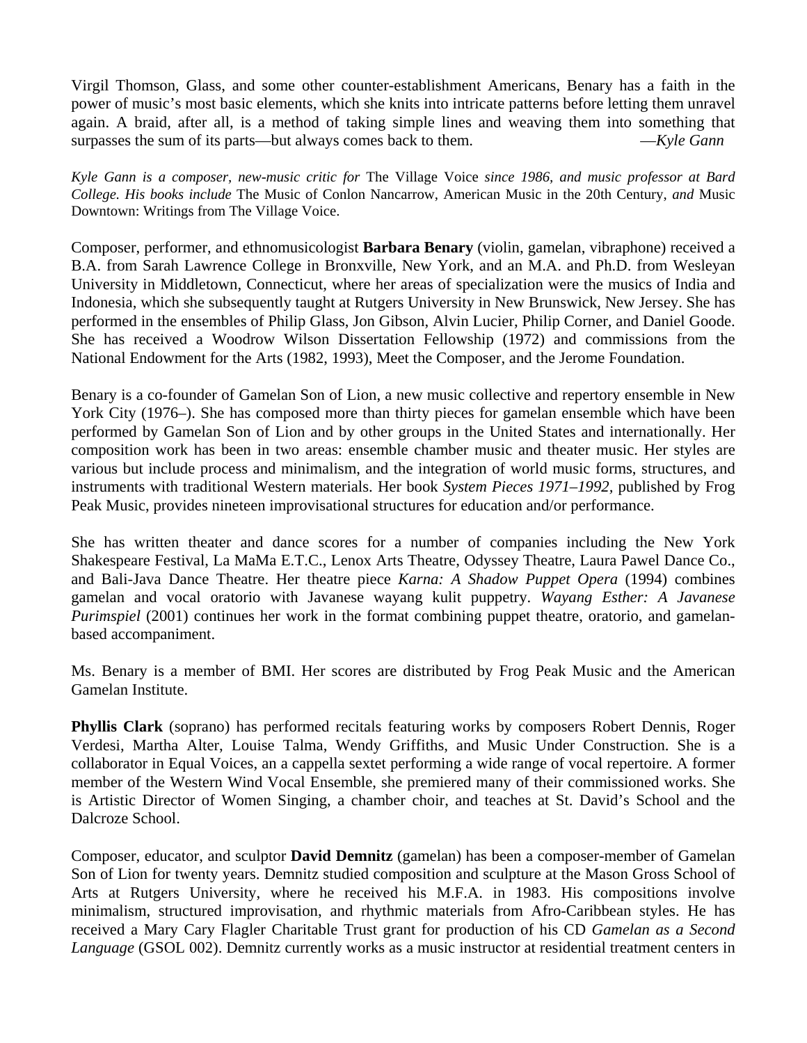Virgil Thomson, Glass, and some other counter-establishment Americans, Benary has a faith in the power of music's most basic elements, which she knits into intricate patterns before letting them unravel again. A braid, after all, is a method of taking simple lines and weaving them into something that surpasses the sum of its parts—but always comes back to them. —*Kyle Gann*

*Kyle Gann is a composer, new-music critic for* The Village Voice *since 1986, and music professor at Bard College. His books include* The Music of Conlon Nancarrow, American Music in the 20th Century, *and* Music Downtown: Writings from The Village Voice.

Composer, performer, and ethnomusicologist **Barbara Benary** (violin, gamelan, vibraphone) received a B.A. from Sarah Lawrence College in Bronxville, New York, and an M.A. and Ph.D. from Wesleyan University in Middletown, Connecticut, where her areas of specialization were the musics of India and Indonesia, which she subsequently taught at Rutgers University in New Brunswick, New Jersey. She has performed in the ensembles of Philip Glass, Jon Gibson, Alvin Lucier, Philip Corner, and Daniel Goode. She has received a Woodrow Wilson Dissertation Fellowship (1972) and commissions from the National Endowment for the Arts (1982, 1993), Meet the Composer, and the Jerome Foundation.

Benary is a co-founder of Gamelan Son of Lion, a new music collective and repertory ensemble in New York City (1976–). She has composed more than thirty pieces for gamelan ensemble which have been performed by Gamelan Son of Lion and by other groups in the United States and internationally. Her composition work has been in two areas: ensemble chamber music and theater music. Her styles are various but include process and minimalism, and the integration of world music forms, structures, and instruments with traditional Western materials. Her book *System Pieces 1971–1992*, published by Frog Peak Music, provides nineteen improvisational structures for education and/or performance.

She has written theater and dance scores for a number of companies including the New York Shakespeare Festival, La MaMa E.T.C., Lenox Arts Theatre, Odyssey Theatre, Laura Pawel Dance Co., and Bali-Java Dance Theatre. Her theatre piece *Karna: A Shadow Puppet Opera* (1994) combines gamelan and vocal oratorio with Javanese wayang kulit puppetry. *Wayang Esther: A Javanese Purimspiel* (2001) continues her work in the format combining puppet theatre, oratorio, and gamelan-based accompaniment.

Ms. Benary is a member of BMI. Her scores are distributed by Frog Peak Music and the American Gamelan Institute.

**Phyllis Clark** (soprano) has performed recitals featuring works by composers Robert Dennis, Roger Verdesi, Martha Alter, Louise Talma, Wendy Griffiths, and Music Under Construction. She is a collaborator in Equal Voices, an a cappella sextet performing a wide range of vocal repertoire. A former member of the Western Wind Vocal Ensemble, she premiered many of their commissioned works. She is Artistic Director of Women Singing, a chamber choir, and teaches at St. David's School and the Dalcroze School.

Composer, educator, and sculptor **David Demnitz** (gamelan) has been a composer-member of Gamelan Son of Lion for twenty years. Demnitz studied composition and sculpture at the Mason Gross School of Arts at Rutgers University, where he received his M.F.A. in 1983. His compositions involve minimalism, structured improvisation, and rhythmic materials from Afro-Caribbean styles. He has received a Mary Cary Flagler Charitable Trust grant for production of his CD *Gamelan as a Second Language* (GSOL 002). Demnitz currently works as a music instructor at residential treatment centers in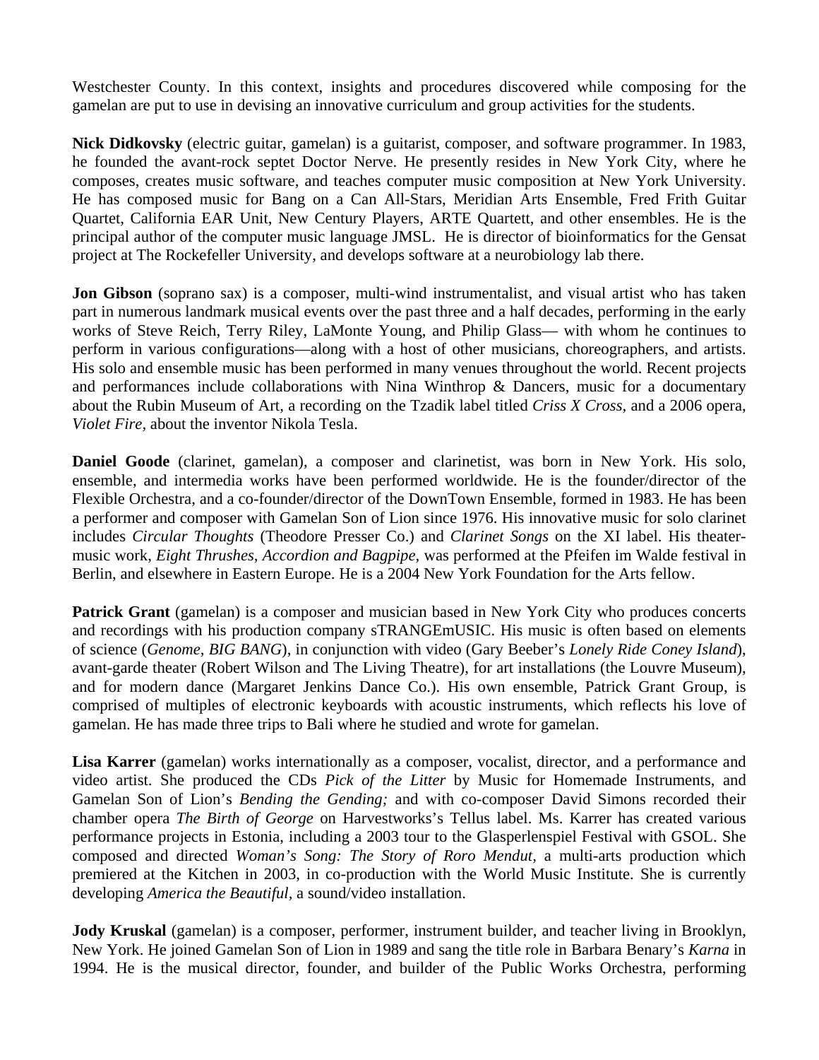Westchester County. In this context, insights and procedures discovered while composing for the gamelan are put to use in devising an innovative curriculum and group activities for the students.

**Nick Didkovsky** (electric guitar, gamelan) is a guitarist, composer, and software programmer. In 1983, he founded the avant-rock septet Doctor Nerve. He presently resides in New York City, where he composes, creates music software, and teaches computer music composition at New York University. He has composed music for Bang on a Can All-Stars, Meridian Arts Ensemble, Fred Frith Guitar Quartet, California EAR Unit, New Century Players, ARTE Quartett, and other ensembles. He is the principal author of the computer music language JMSL. He is director of bioinformatics for the Gensat project at The Rockefeller University, and develops software at a neurobiology lab there.

**Jon Gibson** (soprano sax) is a composer, multi-wind instrumentalist, and visual artist who has taken part in numerous landmark musical events over the past three and a half decades, performing in the early works of Steve Reich, Terry Riley, LaMonte Young, and Philip Glass— with whom he continues to perform in various configurations—along with a host of other musicians, choreographers, and artists. His solo and ensemble music has been performed in many venues throughout the world. Recent projects and performances include collaborations with Nina Winthrop & Dancers, music for a documentary about the Rubin Museum of Art, a recording on the Tzadik label titled *Criss X Cross*, and a 2006 opera, *Violet Fire,* about the inventor Nikola Tesla.

**Daniel Goode** (clarinet, gamelan), a composer and clarinetist, was born in New York. His solo, ensemble, and intermedia works have been performed worldwide. He is the founder/director of the Flexible Orchestra, and a co-founder/director of the DownTown Ensemble, formed in 1983. He has been a performer and composer with Gamelan Son of Lion since 1976. His innovative music for solo clarinet includes *Circular Thoughts* (Theodore Presser Co.) and *Clarinet Songs* on the XI label. His theater-music work, *Eight Thrushes, Accordion and Bagpipe,* was performed at the Pfeifen im Walde festival in Berlin, and elsewhere in Eastern Europe. He is a 2004 New York Foundation for the Arts fellow.

**Patrick Grant** (gamelan) is a composer and musician based in New York City who produces concerts and recordings with his production company sTRANGEmUSIC. His music is often based on elements of science (*Genome, BIG BANG*), in conjunction with video (Gary Beeber's *Lonely Ride Coney Island*), avant-garde theater (Robert Wilson and The Living Theatre), for art installations (the Louvre Museum), and for modern dance (Margaret Jenkins Dance Co.). His own ensemble, Patrick Grant Group, is comprised of multiples of electronic keyboards with acoustic instruments, which reflects his love of gamelan. He has made three trips to Bali where he studied and wrote for gamelan.

**Lisa Karrer** (gamelan) works internationally as a composer, vocalist, director, and a performance and video artist. She produced the CDs *Pick of the Litter* by Music for Homemade Instruments, and Gamelan Son of Lion's *Bending the Gending;* and with co-composer David Simons recorded their chamber opera *The Birth of George* on Harvestworks's Tellus label. Ms. Karrer has created various performance projects in Estonia, including a 2003 tour to the Glasperlenspiel Festival with GSOL. She composed and directed *Woman's Song: The Story of Roro Mendut*, a multi-arts production which premiered at the Kitchen in 2003, in co-production with the World Music Institute. She is currently developing *America the Beautiful*, a sound/video installation.

**Jody Kruskal** (gamelan) is a composer, performer, instrument builder, and teacher living in Brooklyn, New York. He joined Gamelan Son of Lion in 1989 and sang the title role in Barbara Benary's *Karna* in 1994. He is the musical director, founder, and builder of the Public Works Orchestra, performing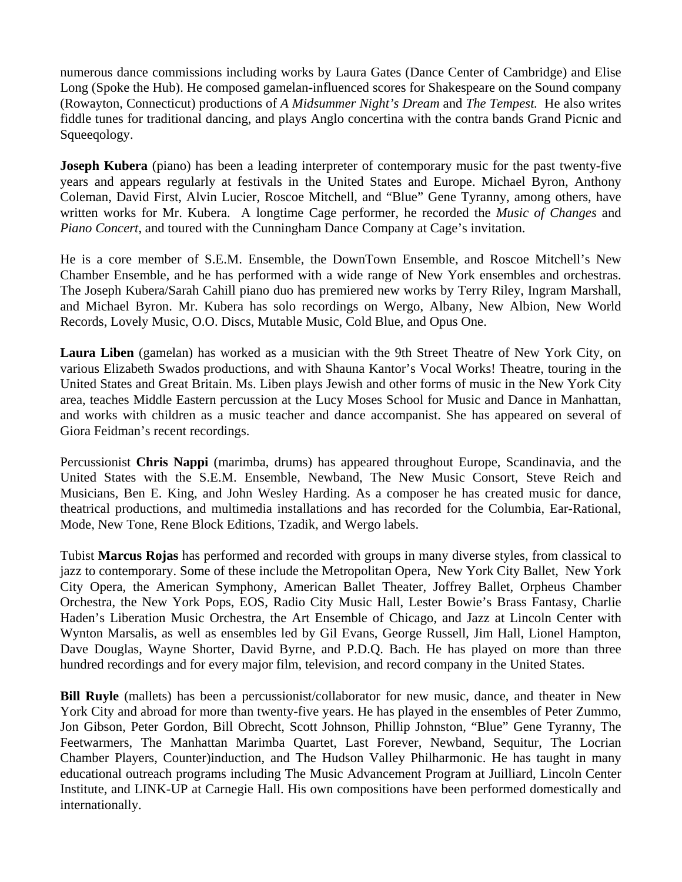numerous dance commissions including works by Laura Gates (Dance Center of Cambridge) and Elise Long (Spoke the Hub). He composed gamelan-influenced scores for Shakespeare on the Sound company (Rowayton, Connecticut) productions of *A Midsummer Night's Dream* and *The Tempest.* He also writes fiddle tunes for traditional dancing, and plays Anglo concertina with the contra bands Grand Picnic and Squeeqology.

**Joseph Kubera** (piano) has been a leading interpreter of contemporary music for the past twenty-five years and appears regularly at festivals in the United States and Europe. Michael Byron, Anthony Coleman, David First, Alvin Lucier, Roscoe Mitchell, and "Blue" Gene Tyranny, among others, have written works for Mr. Kubera. A longtime Cage performer, he recorded the *Music of Changes* and *Piano Concert*, and toured with the Cunningham Dance Company at Cage's invitation.

He is a core member of S.E.M. Ensemble, the DownTown Ensemble, and Roscoe Mitchell's New Chamber Ensemble, and he has performed with a wide range of New York ensembles and orchestras. The Joseph Kubera/Sarah Cahill piano duo has premiered new works by Terry Riley, Ingram Marshall, and Michael Byron. Mr. Kubera has solo recordings on Wergo, Albany, New Albion, New World Records, Lovely Music, O.O. Discs, Mutable Music, Cold Blue, and Opus One.

**Laura Liben** (gamelan) has worked as a musician with the 9th Street Theatre of New York City, on various Elizabeth Swados productions, and with Shauna Kantor's Vocal Works! Theatre, touring in the United States and Great Britain. Ms. Liben plays Jewish and other forms of music in the New York City area, teaches Middle Eastern percussion at the Lucy Moses School for Music and Dance in Manhattan, and works with children as a music teacher and dance accompanist. She has appeared on several of Giora Feidman's recent recordings.

Percussionist **Chris Nappi** (marimba, drums) has appeared throughout Europe, Scandinavia, and the United States with the S.E.M. Ensemble, Newband, The New Music Consort, Steve Reich and Musicians, Ben E. King, and John Wesley Harding. As a composer he has created music for dance, theatrical productions, and multimedia installations and has recorded for the Columbia, Ear-Rational, Mode, New Tone, Rene Block Editions, Tzadik, and Wergo labels.

Tubist **Marcus Rojas** has performed and recorded with groups in many diverse styles, from classical to jazz to contemporary. Some of these include the Metropolitan Opera, New York City Ballet, New York City Opera, the American Symphony, American Ballet Theater, Joffrey Ballet, Orpheus Chamber Orchestra, the New York Pops, EOS, Radio City Music Hall, Lester Bowie's Brass Fantasy, Charlie Haden's Liberation Music Orchestra, the Art Ensemble of Chicago, and Jazz at Lincoln Center with Wynton Marsalis, as well as ensembles led by Gil Evans, George Russell, Jim Hall, Lionel Hampton, Dave Douglas, Wayne Shorter, David Byrne, and P.D.Q. Bach. He has played on more than three hundred recordings and for every major film, television, and record company in the United States.

**Bill Ruyle** (mallets) has been a percussionist/collaborator for new music, dance, and theater in New York City and abroad for more than twenty-five years. He has played in the ensembles of Peter Zummo, Jon Gibson, Peter Gordon, Bill Obrecht, Scott Johnson, Phillip Johnston, "Blue" Gene Tyranny, The Feetwarmers, The Manhattan Marimba Quartet, Last Forever, Newband, Sequitur, The Locrian Chamber Players, Counter)induction, and The Hudson Valley Philharmonic. He has taught in many educational outreach programs including The Music Advancement Program at Juilliard, Lincoln Center Institute, and LINK-UP at Carnegie Hall. His own compositions have been performed domestically and internationally.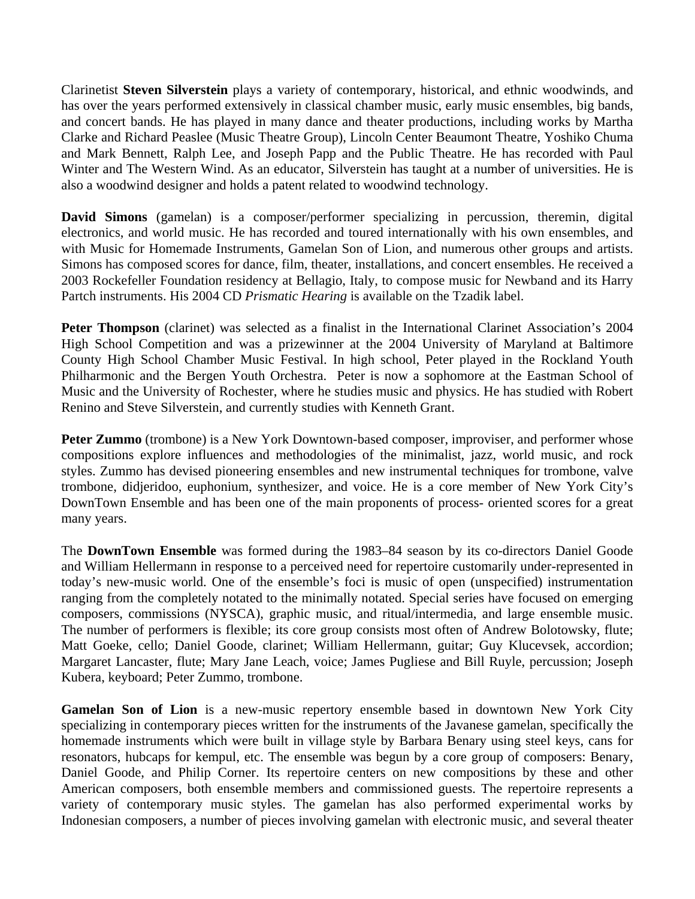Clarinetist **Steven Silverstein** plays a variety of contemporary, historical, and ethnic woodwinds, and has over the years performed extensively in classical chamber music, early music ensembles, big bands, and concert bands. He has played in many dance and theater productions, including works by Martha Clarke and Richard Peaslee (Music Theatre Group), Lincoln Center Beaumont Theatre, Yoshiko Chuma and Mark Bennett, Ralph Lee, and Joseph Papp and the Public Theatre. He has recorded with Paul Winter and The Western Wind. As an educator, Silverstein has taught at a number of universities. He is also a woodwind designer and holds a patent related to woodwind technology.

**David Simons** (gamelan) is a composer/performer specializing in percussion, theremin, digital electronics, and world music. He has recorded and toured internationally with his own ensembles, and with Music for Homemade Instruments, Gamelan Son of Lion, and numerous other groups and artists. Simons has composed scores for dance, film, theater, installations, and concert ensembles. He received a 2003 Rockefeller Foundation residency at Bellagio, Italy, to compose music for Newband and its Harry Partch instruments. His 2004 CD *Prismatic Hearing* is available on the Tzadik label.

**Peter Thompson** (clarinet) was selected as a finalist in the International Clarinet Association's 2004 High School Competition and was a prizewinner at the 2004 University of Maryland at Baltimore County High School Chamber Music Festival. In high school, Peter played in the Rockland Youth Philharmonic and the Bergen Youth Orchestra. Peter is now a sophomore at the Eastman School of Music and the University of Rochester, where he studies music and physics. He has studied with Robert Renino and Steve Silverstein, and currently studies with Kenneth Grant.

**Peter Zummo** (trombone) is a New York Downtown-based composer, improviser, and performer whose compositions explore influences and methodologies of the minimalist, jazz, world music, and rock styles. Zummo has devised pioneering ensembles and new instrumental techniques for trombone, valve trombone, didjeridoo, euphonium, synthesizer, and voice. He is a core member of New York City's DownTown Ensemble and has been one of the main proponents of process- oriented scores for a great many years.

The **DownTown Ensemble** was formed during the 1983–84 season by its co-directors Daniel Goode and William Hellermann in response to a perceived need for repertoire customarily under-represented in today's new-music world. One of the ensemble's foci is music of open (unspecified) instrumentation ranging from the completely notated to the minimally notated. Special series have focused on emerging composers, commissions (NYSCA), graphic music, and ritual/intermedia, and large ensemble music. The number of performers is flexible; its core group consists most often of Andrew Bolotowsky, flute; Matt Goeke, cello; Daniel Goode, clarinet; William Hellermann, guitar; Guy Klucevsek, accordion; Margaret Lancaster, flute; Mary Jane Leach, voice; James Pugliese and Bill Ruyle, percussion; Joseph Kubera, keyboard; Peter Zummo, trombone.

**Gamelan Son of Lion** is a new-music repertory ensemble based in downtown New York City specializing in contemporary pieces written for the instruments of the Javanese gamelan, specifically the homemade instruments which were built in village style by Barbara Benary using steel keys, cans for resonators, hubcaps for kempul, etc. The ensemble was begun by a core group of composers: Benary, Daniel Goode, and Philip Corner. Its repertoire centers on new compositions by these and other American composers, both ensemble members and commissioned guests. The repertoire represents a variety of contemporary music styles. The gamelan has also performed experimental works by Indonesian composers, a number of pieces involving gamelan with electronic music, and several theater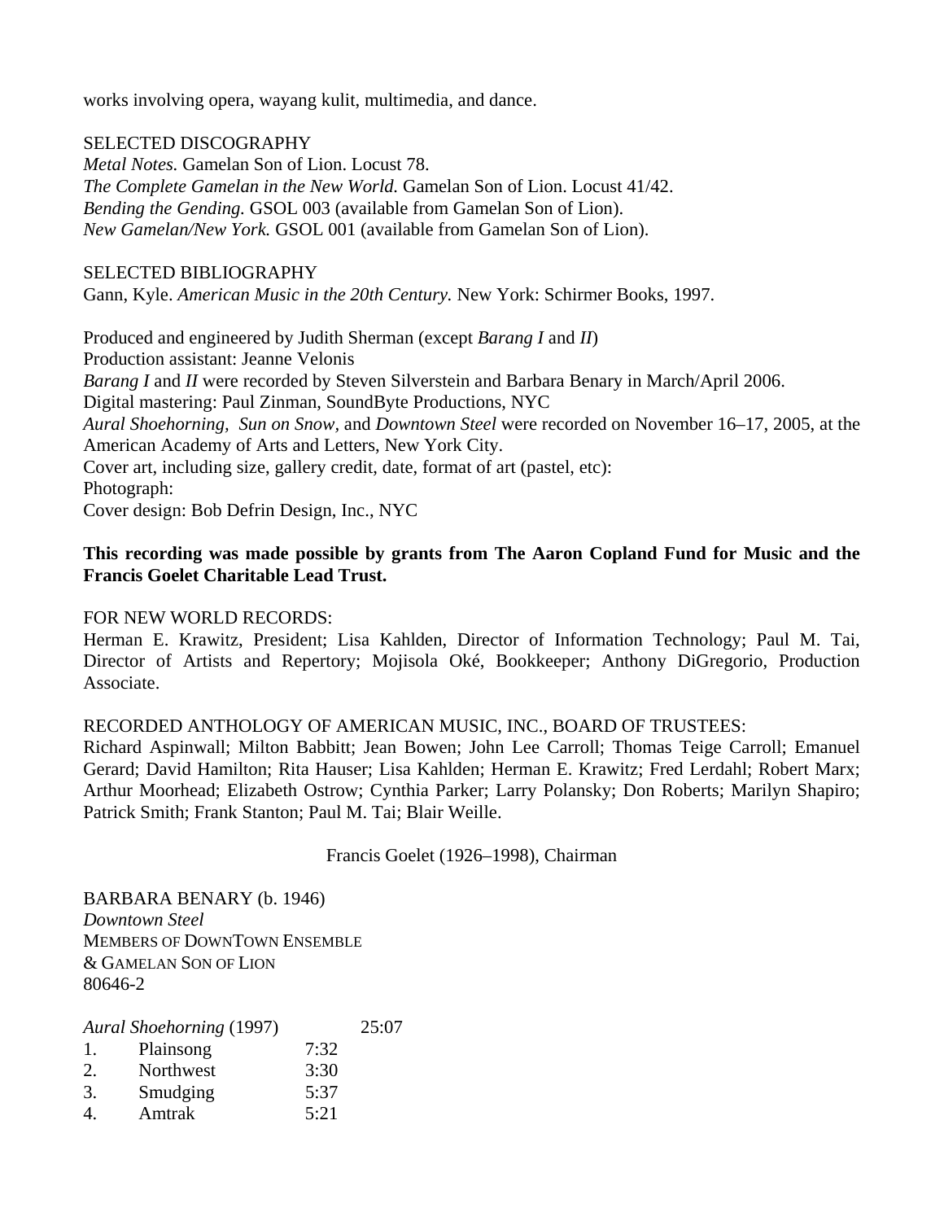works involving opera, wayang kulit, multimedia, and dance.

SELECTED DISCOGRAPHY

*Metal Notes.* Gamelan Son of Lion. Locust 78.
*The Complete Gamelan in the New World.* Gamelan Son of Lion. Locust 41/42.
*Bending the Gending.* GSOL 003 (available from Gamelan Son of Lion).
*New Gamelan/New York.* GSOL 001 (available from Gamelan Son of Lion).

SELECTED BIBLIOGRAPHY

Gann, Kyle. *American Music in the 20th Century.* New York: Schirmer Books, 1997.

Produced and engineered by Judith Sherman (except *Barang I* and *II*)
Production assistant: Jeanne Velonis
*Barang I* and *II* were recorded by Steven Silverstein and Barbara Benary in March/April 2006.
Digital mastering: Paul Zinman, SoundByte Productions, NYC
*Aural Shoehorning*, *Sun on Snow*, and *Downtown Steel* were recorded on November 16–17, 2005, at the American Academy of Arts and Letters, New York City.
Cover art, including size, gallery credit, date, format of art (pastel, etc):
Photograph:
Cover design: Bob Defrin Design, Inc., NYC

**This recording was made possible by grants from The Aaron Copland Fund for Music and the Francis Goelet Charitable Lead Trust.**

FOR NEW WORLD RECORDS:
Herman E. Krawitz, President; Lisa Kahlden, Director of Information Technology; Paul M. Tai, Director of Artists and Repertory; Mojisola Oké, Bookkeeper; Anthony DiGregorio, Production Associate.

RECORDED ANTHOLOGY OF AMERICAN MUSIC, INC., BOARD OF TRUSTEES:
Richard Aspinwall; Milton Babbitt; Jean Bowen; John Lee Carroll; Thomas Teige Carroll; Emanuel Gerard; David Hamilton; Rita Hauser; Lisa Kahlden; Herman E. Krawitz; Fred Lerdahl; Robert Marx; Arthur Moorhead; Elizabeth Ostrow; Cynthia Parker; Larry Polansky; Don Roberts; Marilyn Shapiro; Patrick Smith; Frank Stanton; Paul M. Tai; Blair Weille.

Francis Goelet (1926–1998), Chairman

BARBARA BENARY (b. 1946)
*Downtown Steel*
MEMBERS OF DOWNTOWN ENSEMBLE
& GAMELAN SON OF LION
80646-2

*Aural Shoehorning* (1997) 25:07

1. Plainsong 7:32
2. Northwest 3:30
3. Smudging 5:37
4. Amtrak 5:21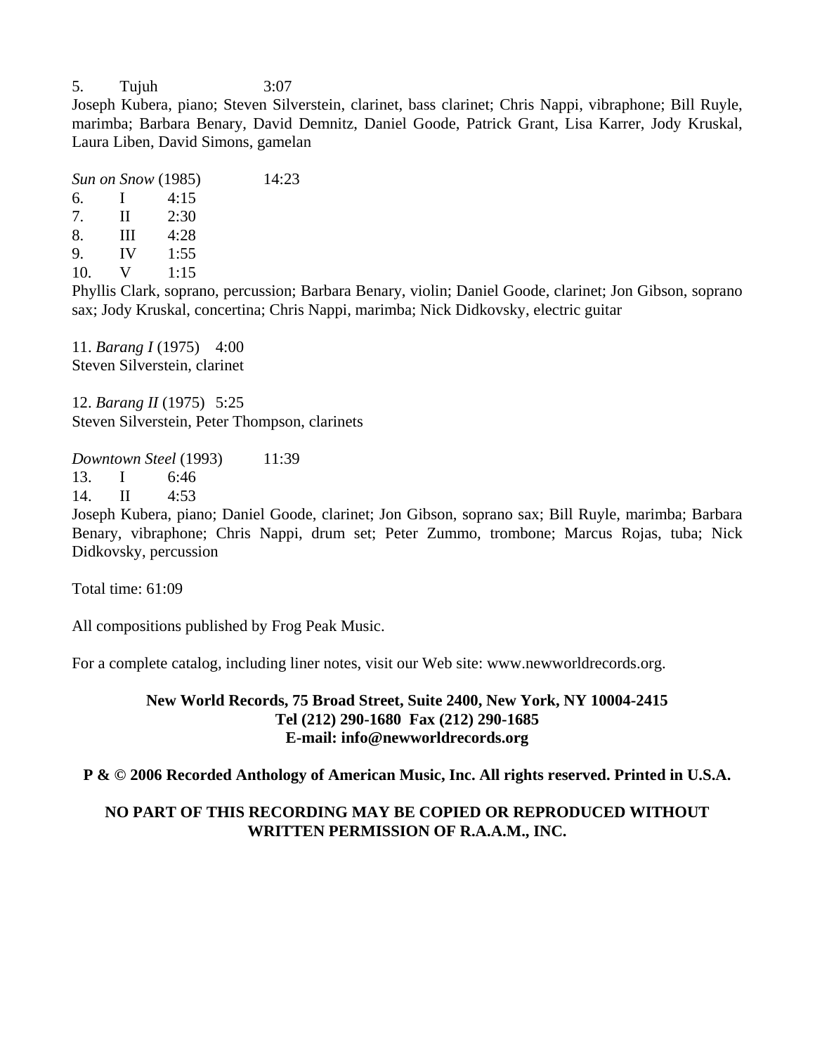5. Tujuh 3:07

Joseph Kubera, piano; Steven Silverstein, clarinet, bass clarinet; Chris Nappi, vibraphone; Bill Ruyle, marimba; Barbara Benary, David Demnitz, Daniel Goode, Patrick Grant, Lisa Karrer, Jody Kruskal, Laura Liben, David Simons, gamelan

*Sun on Snow* (1985) 14:23

6. I 4:15
7. II 2:30
8. III 4:28
9. IV 1:55
10. V 1:15

Phyllis Clark, soprano, percussion; Barbara Benary, violin; Daniel Goode, clarinet; Jon Gibson, soprano sax; Jody Kruskal, concertina; Chris Nappi, marimba; Nick Didkovsky, electric guitar

11. *Barang I* (1975) 4:00

Steven Silverstein, clarinet

12. *Barang II* (1975) 5:25

Steven Silverstein, Peter Thompson, clarinets

*Downtown Steel* (1993) 11:39

13. I 6:46
14. II 4:53

Joseph Kubera, piano; Daniel Goode, clarinet; Jon Gibson, soprano sax; Bill Ruyle, marimba; Barbara Benary, vibraphone; Chris Nappi, drum set; Peter Zummo, trombone; Marcus Rojas, tuba; Nick Didkovsky, percussion

Total time: 61:09

All compositions published by Frog Peak Music.

For a complete catalog, including liner notes, visit our Web site: www.newworldrecords.org.

**New World Records, 75 Broad Street, Suite 2400, New York, NY 10004-2415**
**Tel (212) 290-1680 Fax (212) 290-1685**
**E-mail: info@newworldrecords.org**

**P & © 2006 Recorded Anthology of American Music, Inc. All rights reserved. Printed in U.S.A.**

**NO PART OF THIS RECORDING MAY BE COPIED OR REPRODUCED WITHOUT WRITTEN PERMISSION OF R.A.A.M., INC.**